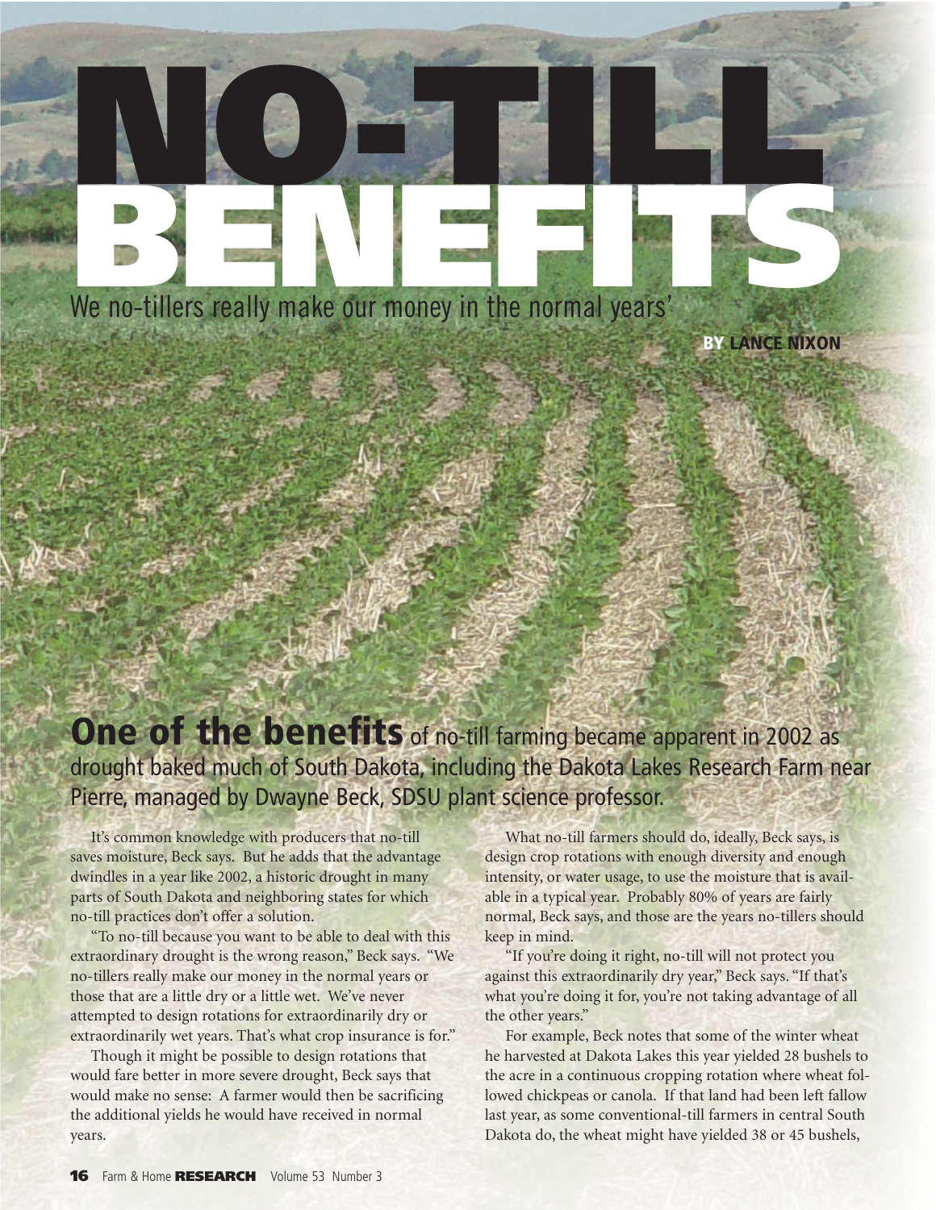# NO-TILL BENEFITS

We no-tillers really make our money in the normal years'

BY LANCE NIXON

**One of the benefits** of no-till farming became apparent in 2002 as drought baked much of South Dakota, including the Dakota Lakes Research Farm near Pierre, managed by Dwayne Beck, SDSU plant science professor.

It's common knowledge with producers that no-till saves moisture, Beck says. But he adds that the advantage dwindles in a year like 2002, a historic drought in many parts of South Dakota and neighboring states for which no-till practices don't offer a solution.

"To no-till because you want to be able to deal with this extraordinary drought is the wrong reason," Beck says. "We no-tillers really make our money in the normal years or those that are a little dry or a little wet. We've never attempted to design rotations for extraordinarily dry or extraordinarily wet years. That's what crop insurance is for."

Though it might be possible to design rotations that would fare better in more severe drought, Beck says that would make no sense: A farmer would then be sacrificing the additional yields he would have received in normal years.

What no-till farmers should do, ideally, Beck says, is design crop rotations with enough diversity and enough intensity, or water usage, to use the moisture that is available in a typical year. Probably 80% of years are fairly normal, Beck says, and those are the years no-tillers should keep in mind.

"If you're doing it right, no-till will not protect you against this extraordinarily dry year," Beck says. "If that's what you're doing it for, you're not taking advantage of all the other years."

For example, Beck notes that some of the winter wheat he harvested at Dakota Lakes this year yielded 28 bushels to the acre in a continuous cropping rotation where wheat followed chickpeas or canola. If that land had been left fallow last year, as some conventional-till farmers in central South Dakota do, the wheat might have yielded 38 or 45 bushels,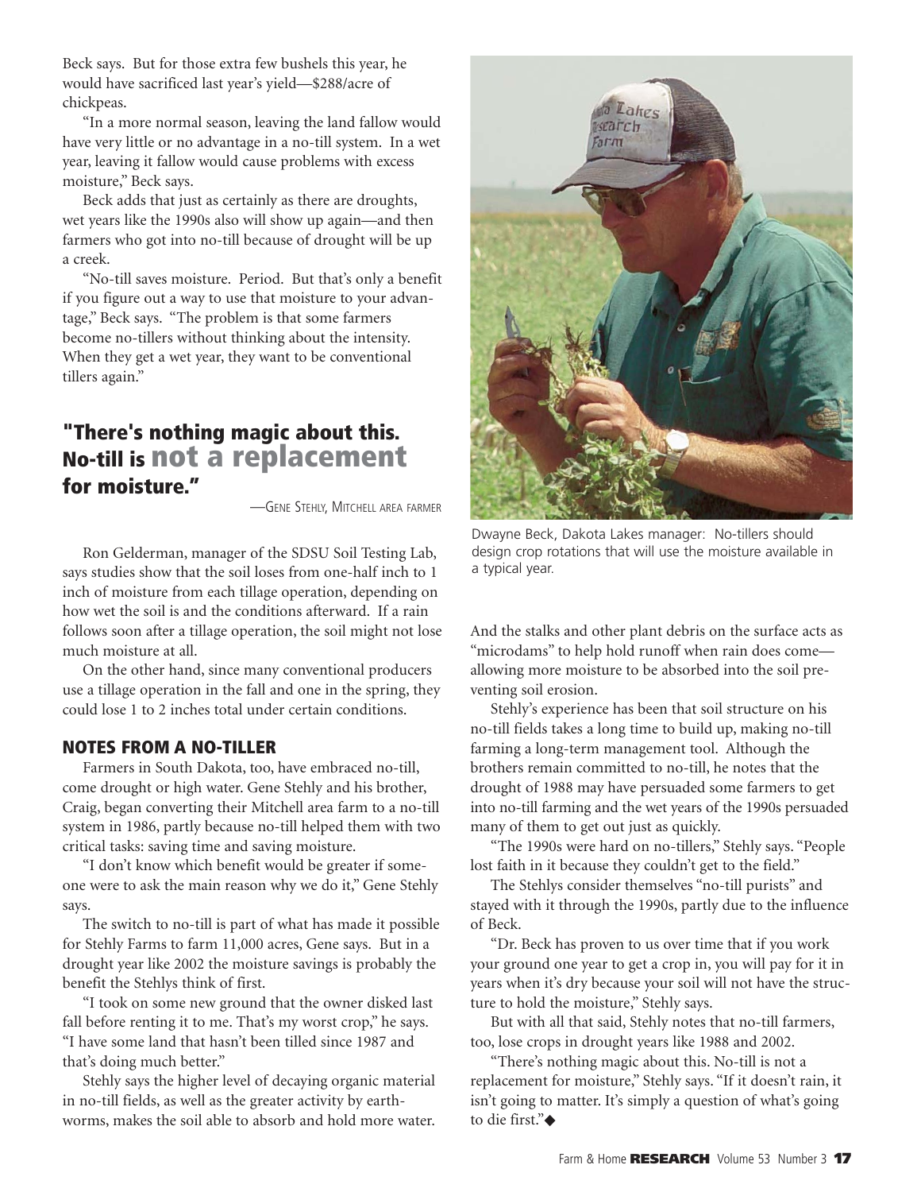Beck says. But for those extra few bushels this year, he would have sacrificed last year's yield—$288/acre of chickpeas.

"In a more normal season, leaving the land fallow would have very little or no advantage in a no-till system. In a wet year, leaving it fallow would cause problems with excess moisture," Beck says.

Beck adds that just as certainly as there are droughts, wet years like the 1990s also will show up again—and then farmers who got into no-till because of drought will be up a creek.

"No-till saves moisture. Period. But that's only a benefit if you figure out a way to use that moisture to your advantage," Beck says. "The problem is that some farmers become no-tillers without thinking about the intensity. When they get a wet year, they want to be conventional tillers again."

**"There's nothing magic about this. No-till is not a replacement for moisture."**

—Gene Stehly, Mitchell area farmer

Ron Gelderman, manager of the SDSU Soil Testing Lab, says studies show that the soil loses from one-half inch to 1 inch of moisture from each tillage operation, depending on how wet the soil is and the conditions afterward. If a rain follows soon after a tillage operation, the soil might not lose much moisture at all.

On the other hand, since many conventional producers use a tillage operation in the fall and one in the spring, they could lose 1 to 2 inches total under certain conditions.

### NOTES FROM A NO-TILLER

Farmers in South Dakota, too, have embraced no-till, come drought or high water. Gene Stehly and his brother, Craig, began converting their Mitchell area farm to a no-till system in 1986, partly because no-till helped them with two critical tasks: saving time and saving moisture.

"I don't know which benefit would be greater if someone were to ask the main reason why we do it," Gene Stehly says.

The switch to no-till is part of what has made it possible for Stehly Farms to farm 11,000 acres, Gene says. But in a drought year like 2002 the moisture savings is probably the benefit the Stehlys think of first.

"I took on some new ground that the owner disked last fall before renting it to me. That's my worst crop," he says. "I have some land that hasn't been tilled since 1987 and that's doing much better."

Stehly says the higher level of decaying organic material in no-till fields, as well as the greater activity by earthworms, makes the soil able to absorb and hold more water.

Dwayne Beck, Dakota Lakes manager: No-tillers should design crop rotations that will use the moisture available in a typical year.

And the stalks and other plant debris on the surface acts as "microdams" to help hold runoff when rain does come—allowing more moisture to be absorbed into the soil preventing soil erosion.

Stehly's experience has been that soil structure on his no-till fields takes a long time to build up, making no-till farming a long-term management tool. Although the brothers remain committed to no-till, he notes that the drought of 1988 may have persuaded some farmers to get into no-till farming and the wet years of the 1990s persuaded many of them to get out just as quickly.

"The 1990s were hard on no-tillers," Stehly says. "People lost faith in it because they couldn't get to the field."

The Stehlys consider themselves "no-till purists" and stayed with it through the 1990s, partly due to the influence of Beck.

"Dr. Beck has proven to us over time that if you work your ground one year to get a crop in, you will pay for it in years when it's dry because your soil will not have the structure to hold the moisture," Stehly says.

But with all that said, Stehly notes that no-till farmers, too, lose crops in drought years like 1988 and 2002.

"There's nothing magic about this. No-till is not a replacement for moisture," Stehly says. "If it doesn't rain, it isn't going to matter. It's simply a question of what's going to die first."◆